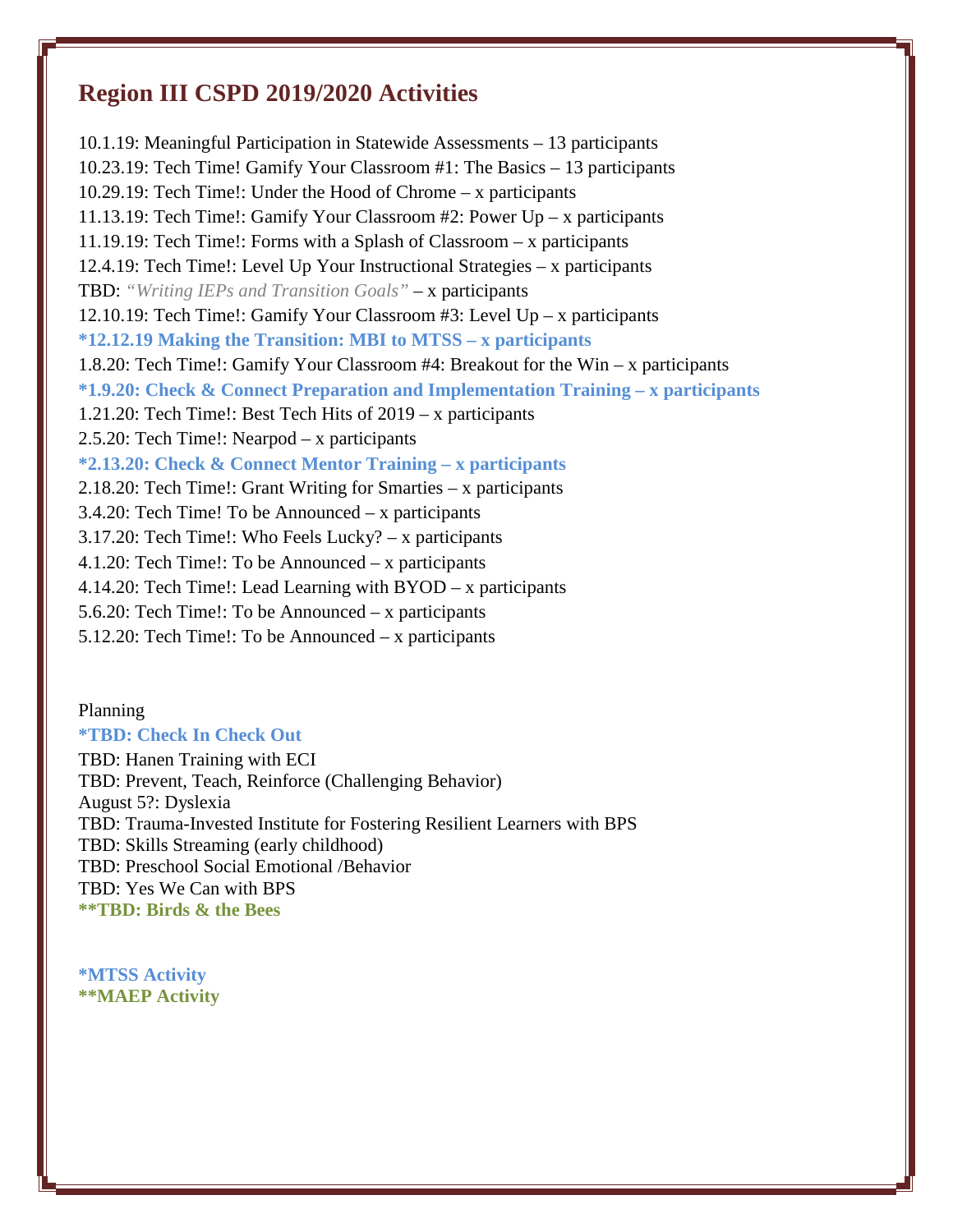# Region III CSPD 2019/2020 Activities

10.1.19: Meaningful Participation in Statewide Assessments – 13 participants
10.23.19: Tech Time! Gamify Your Classroom #1: The Basics – 13 participants
10.29.19: Tech Time!: Under the Hood of Chrome – x participants
11.13.19: Tech Time!: Gamify Your Classroom #2: Power Up – x participants
11.19.19: Tech Time!: Forms with a Splash of Classroom – x participants
12.4.19: Tech Time!: Level Up Your Instructional Strategies – x participants
TBD: *"Writing IEPs and Transition Goals"* – x participants
12.10.19: Tech Time!: Gamify Your Classroom #3: Level Up – x participants
**\*12.12.19 Making the Transition: MBI to MTSS – x participants**
1.8.20: Tech Time!: Gamify Your Classroom #4: Breakout for the Win – x participants
**\*1.9.20: Check & Connect Preparation and Implementation Training – x participants**
1.21.20: Tech Time!: Best Tech Hits of 2019 – x participants
2.5.20: Tech Time!: Nearpod – x participants
**\*2.13.20: Check & Connect Mentor Training – x participants**
2.18.20: Tech Time!: Grant Writing for Smarties – x participants
3.4.20: Tech Time! To be Announced – x participants
3.17.20: Tech Time!: Who Feels Lucky? – x participants
4.1.20: Tech Time!: To be Announced – x participants
4.14.20: Tech Time!: Lead Learning with BYOD – x participants
5.6.20: Tech Time!: To be Announced – x participants
5.12.20: Tech Time!: To be Announced – x participants

Planning
**\*TBD: Check In Check Out**
TBD: Hanen Training with ECI
TBD: Prevent, Teach, Reinforce (Challenging Behavior)
August 5?: Dyslexia
TBD: Trauma-Invested Institute for Fostering Resilient Learners with BPS
TBD: Skills Streaming (early childhood)
TBD: Preschool Social Emotional /Behavior
TBD: Yes We Can with BPS
**\*\*TBD: Birds & the Bees**

**\*MTSS Activity**
**\*\*MAEP Activity**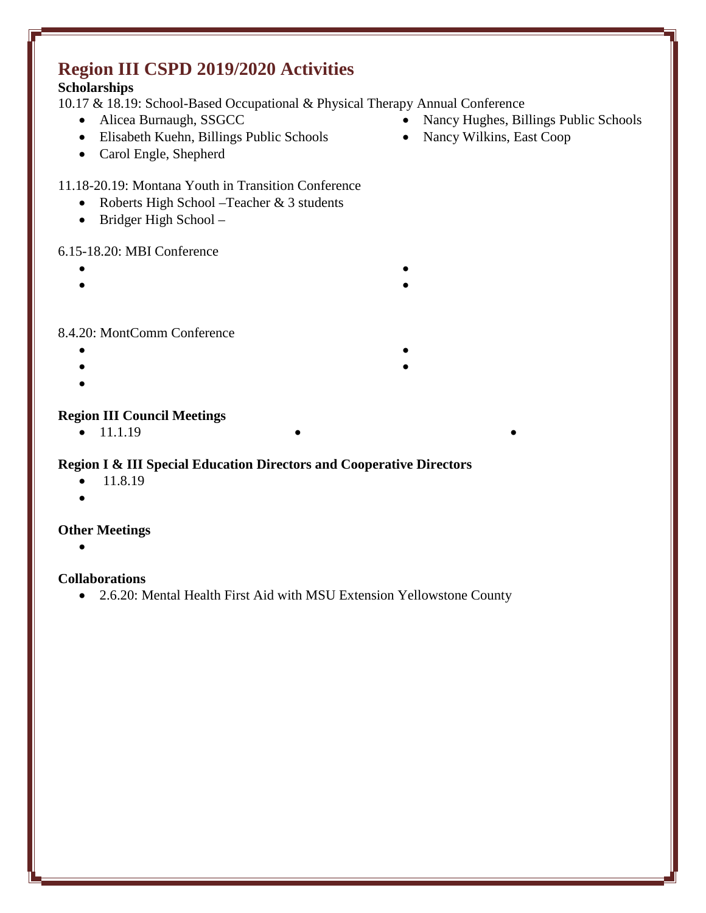# Region III CSPD 2019/2020 Activities

**Scholarships**

10.17 & 18.19: School-Based Occupational & Physical Therapy Annual Conference

- Alicea Burnaugh, SSGCC
- Elisabeth Kuehn, Billings Public Schools
- Carol Engle, Shepherd
- Nancy Hughes, Billings Public Schools
- Nancy Wilkins, East Coop

11.18-20.19: Montana Youth in Transition Conference

- Roberts High School –Teacher & 3 students
- Bridger High School –

6.15-18.20: MBI Conference

8.4.20: MontComm Conference

**Region III Council Meetings**

- 11.1.19

**Region I & III Special Education Directors and Cooperative Directors**

- 11.8.19

**Other Meetings**

**Collaborations**

- 2.6.20: Mental Health First Aid with MSU Extension Yellowstone County